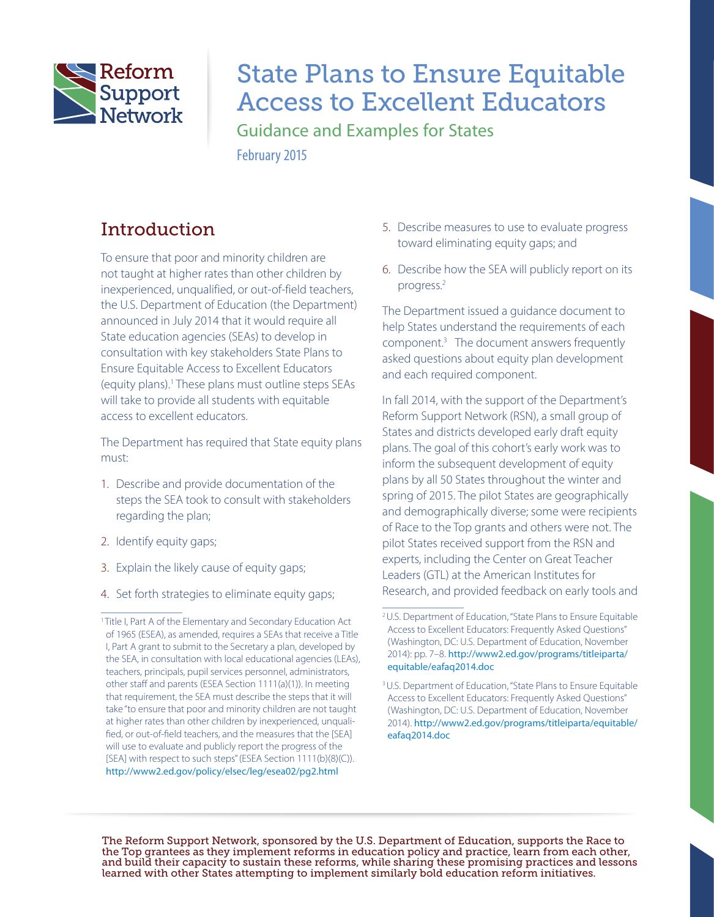Reform Support Network

# State Plans to Ensure Equitable Access to Excellent Educators

## Guidance and Examples for States

February 2015

## Introduction

To ensure that poor and minority children are not taught at higher rates than other children by inexperienced, unqualified, or out-of-field teachers, the U.S. Department of Education (the Department) announced in July 2014 that it would require all State education agencies (SEAs) to develop in consultation with key stakeholders State Plans to Ensure Equitable Access to Excellent Educators (equity plans).[1] These plans must outline steps SEAs will take to provide all students with equitable access to excellent educators.

The Department has required that State equity plans must:

1. Describe and provide documentation of the steps the SEA took to consult with stakeholders regarding the plan;
2. Identify equity gaps;
3. Explain the likely cause of equity gaps;
4. Set forth strategies to eliminate equity gaps;
5. Describe measures to use to evaluate progress toward eliminating equity gaps; and
6. Describe how the SEA will publicly report on its progress.[2]

The Department issued a guidance document to help States understand the requirements of each component.[3] The document answers frequently asked questions about equity plan development and each required component.

In fall 2014, with the support of the Department's Reform Support Network (RSN), a small group of States and districts developed early draft equity plans. The goal of this cohort's early work was to inform the subsequent development of equity plans by all 50 States throughout the winter and spring of 2015. The pilot States are geographically and demographically diverse; some were recipients of Race to the Top grants and others were not. The pilot States received support from the RSN and experts, including the Center on Great Teacher Leaders (GTL) at the American Institutes for Research, and provided feedback on early tools and

---

[1] Title I, Part A of the Elementary and Secondary Education Act of 1965 (ESEA), as amended, requires a SEAs that receive a Title I, Part A grant to submit to the Secretary a plan, developed by the SEA, in consultation with local educational agencies (LEAs), teachers, principals, pupil services personnel, administrators, other staff and parents (ESEA Section 1111(a)(1)). In meeting that requirement, the SEA must describe the steps that it will take "to ensure that poor and minority children are not taught at higher rates than other children by inexperienced, unqualified, or out-of-field teachers, and the measures that the [SEA] will use to evaluate and publicly report the progress of the [SEA] with respect to such steps" (ESEA Section 1111(b)(8)(C)). http://www2.ed.gov/policy/elsec/leg/esea02/pg2.html

[2] U.S. Department of Education, "State Plans to Ensure Equitable Access to Excellent Educators: Frequently Asked Questions" (Washington, DC: U.S. Department of Education, November 2014): pp. 7–8. http://www2.ed.gov/programs/titleiparta/equitable/eafaq2014.doc

[3] U.S. Department of Education, "State Plans to Ensure Equitable Access to Excellent Educators: Frequently Asked Questions" (Washington, DC: U.S. Department of Education, November 2014). http://www2.ed.gov/programs/titleiparta/equitable/eafaq2014.doc

The Reform Support Network, sponsored by the U.S. Department of Education, supports the Race to the Top grantees as they implement reforms in education policy and practice, learn from each other, and build their capacity to sustain these reforms, while sharing these promising practices and lessons learned with other States attempting to implement similarly bold education reform initiatives.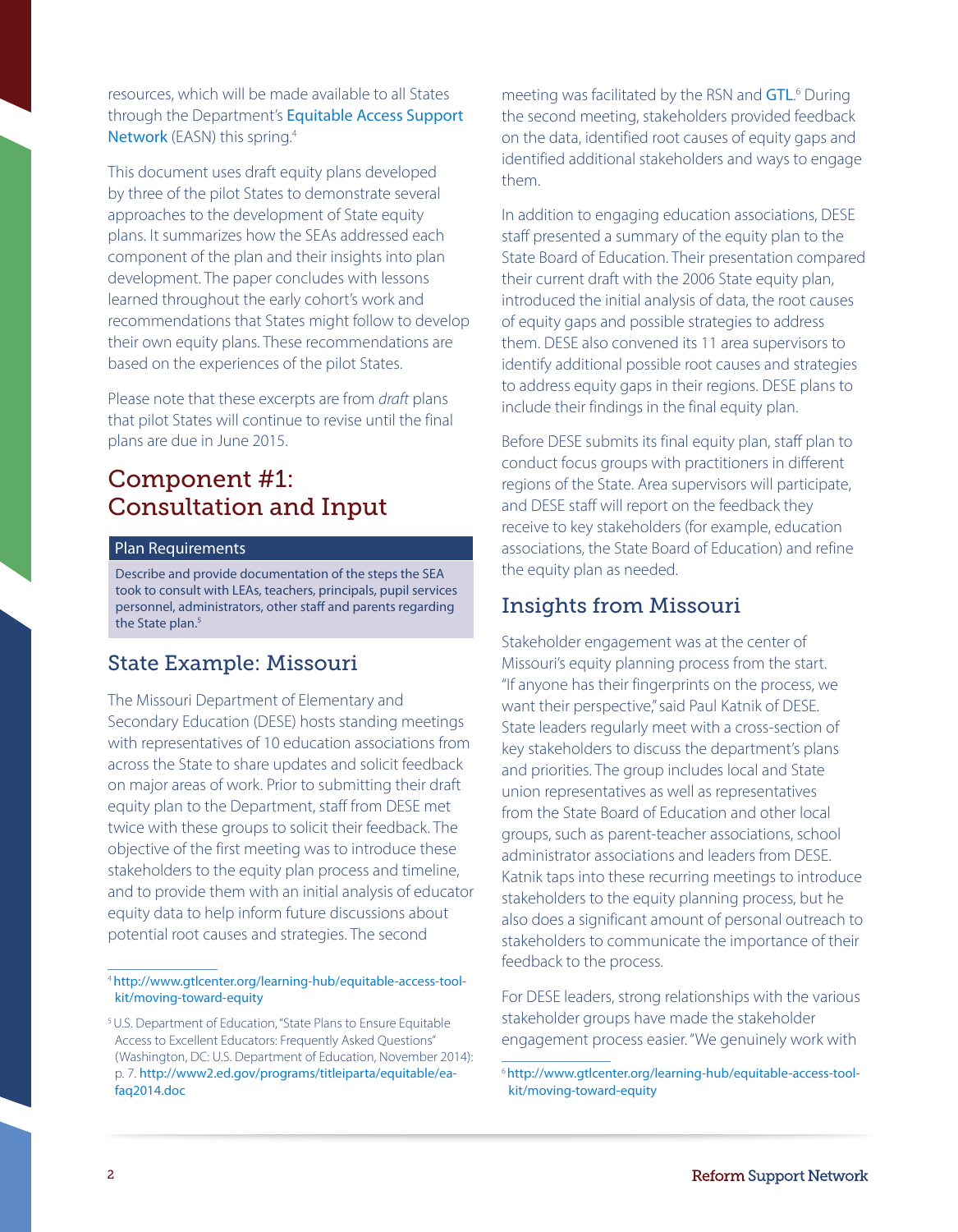resources, which will be made available to all States through the Department's Equitable Access Support Network (EASN) this spring.[4]

This document uses draft equity plans developed by three of the pilot States to demonstrate several approaches to the development of State equity plans. It summarizes how the SEAs addressed each component of the plan and their insights into plan development. The paper concludes with lessons learned throughout the early cohort's work and recommendations that States might follow to develop their own equity plans. These recommendations are based on the experiences of the pilot States.

Please note that these excerpts are from *draft* plans that pilot States will continue to revise until the final plans are due in June 2015.

## Component #1: Consultation and Input

**Plan Requirements**

Describe and provide documentation of the steps the SEA took to consult with LEAs, teachers, principals, pupil services personnel, administrators, other staff and parents regarding the State plan.[5]

### State Example: Missouri

The Missouri Department of Elementary and Secondary Education (DESE) hosts standing meetings with representatives of 10 education associations from across the State to share updates and solicit feedback on major areas of work. Prior to submitting their draft equity plan to the Department, staff from DESE met twice with these groups to solicit their feedback. The objective of the first meeting was to introduce these stakeholders to the equity plan process and timeline, and to provide them with an initial analysis of educator equity data to help inform future discussions about potential root causes and strategies. The second meeting was facilitated by the RSN and GTL.[6] During the second meeting, stakeholders provided feedback on the data, identified root causes of equity gaps and identified additional stakeholders and ways to engage them.

In addition to engaging education associations, DESE staff presented a summary of the equity plan to the State Board of Education. Their presentation compared their current draft with the 2006 State equity plan, introduced the initial analysis of data, the root causes of equity gaps and possible strategies to address them. DESE also convened its 11 area supervisors to identify additional possible root causes and strategies to address equity gaps in their regions. DESE plans to include their findings in the final equity plan.

Before DESE submits its final equity plan, staff plan to conduct focus groups with practitioners in different regions of the State. Area supervisors will participate, and DESE staff will report on the feedback they receive to key stakeholders (for example, education associations, the State Board of Education) and refine the equity plan as needed.

### Insights from Missouri

Stakeholder engagement was at the center of Missouri's equity planning process from the start. "If anyone has their fingerprints on the process, we want their perspective," said Paul Katnik of DESE. State leaders regularly meet with a cross-section of key stakeholders to discuss the department's plans and priorities. The group includes local and State union representatives as well as representatives from the State Board of Education and other local groups, such as parent-teacher associations, school administrator associations and leaders from DESE. Katnik taps into these recurring meetings to introduce stakeholders to the equity planning process, but he also does a significant amount of personal outreach to stakeholders to communicate the importance of their feedback to the process.

For DESE leaders, strong relationships with the various stakeholder groups have made the stakeholder engagement process easier. "We genuinely work with

---

[4] http://www.gtlcenter.org/learning-hub/equitable-access-toolkit/moving-toward-equity

[5] U.S. Department of Education, "State Plans to Ensure Equitable Access to Excellent Educators: Frequently Asked Questions" (Washington, DC: U.S. Department of Education, November 2014): p. 7. http://www2.ed.gov/programs/titleiparta/equitable/eafaq2014.doc

[6] http://www.gtlcenter.org/learning-hub/equitable-access-toolkit/moving-toward-equity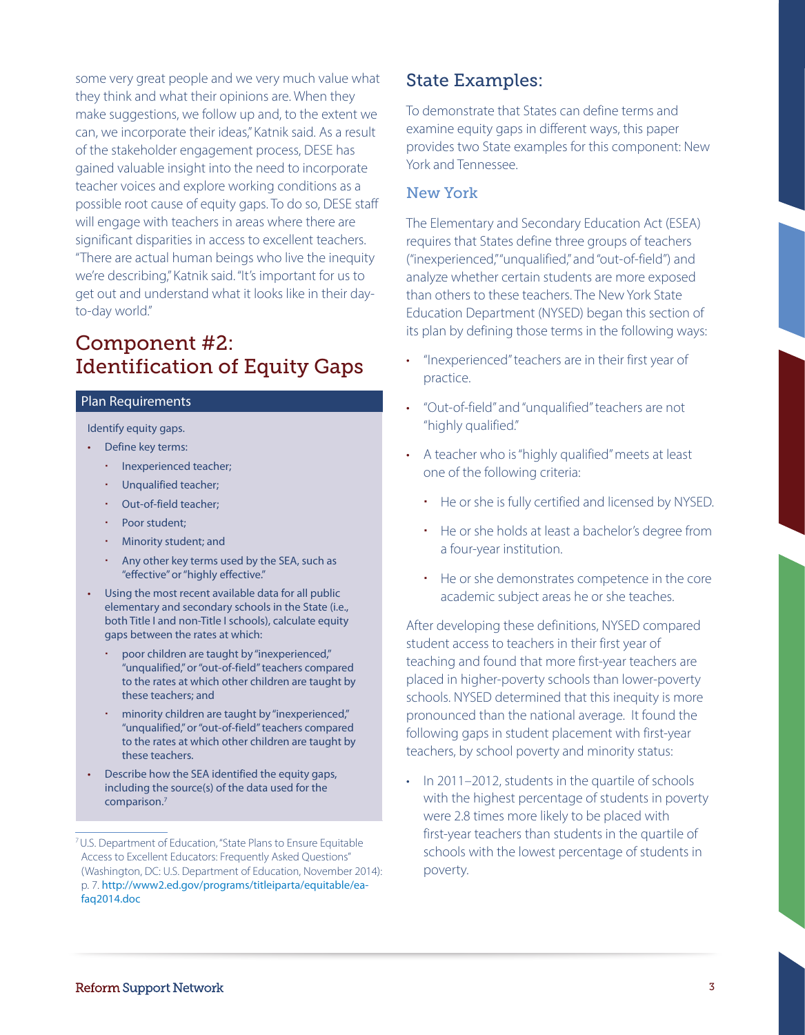some very great people and we very much value what they think and what their opinions are. When they make suggestions, we follow up and, to the extent we can, we incorporate their ideas," Katnik said. As a result of the stakeholder engagement process, DESE has gained valuable insight into the need to incorporate teacher voices and explore working conditions as a possible root cause of equity gaps. To do so, DESE staff will engage with teachers in areas where there are significant disparities in access to excellent teachers. "There are actual human beings who live the inequity we're describing," Katnik said. "It's important for us to get out and understand what it looks like in their day-to-day world."

## Component #2: Identification of Equity Gaps

**Plan Requirements**

Identify equity gaps.

- Define key terms:
  - Inexperienced teacher;
  - Unqualified teacher;
  - Out-of-field teacher;
  - Poor student;
  - Minority student; and
  - Any other key terms used by the SEA, such as "effective" or "highly effective."
- Using the most recent available data for all public elementary and secondary schools in the State (i.e., both Title I and non-Title I schools), calculate equity gaps between the rates at which:
  - poor children are taught by "inexperienced," "unqualified," or "out-of-field" teachers compared to the rates at which other children are taught by these teachers; and
  - minority children are taught by "inexperienced," "unqualified," or "out-of-field" teachers compared to the rates at which other children are taught by these teachers.
- Describe how the SEA identified the equity gaps, including the source(s) of the data used for the comparison.[7]

[7] U.S. Department of Education, "State Plans to Ensure Equitable Access to Excellent Educators: Frequently Asked Questions" (Washington, DC: U.S. Department of Education, November 2014): p. 7. http://www2.ed.gov/programs/titleiparta/equitable/ea-faq2014.doc

## State Examples:

To demonstrate that States can define terms and examine equity gaps in different ways, this paper provides two State examples for this component: New York and Tennessee.

### New York

The Elementary and Secondary Education Act (ESEA) requires that States define three groups of teachers ("inexperienced," "unqualified," and "out-of-field") and analyze whether certain students are more exposed than others to these teachers. The New York State Education Department (NYSED) began this section of its plan by defining those terms in the following ways:

- "Inexperienced" teachers are in their first year of practice.
- "Out-of-field" and "unqualified" teachers are not "highly qualified."
- A teacher who is "highly qualified" meets at least one of the following criteria:
  - He or she is fully certified and licensed by NYSED.
  - He or she holds at least a bachelor's degree from a four-year institution.
  - He or she demonstrates competence in the core academic subject areas he or she teaches.

After developing these definitions, NYSED compared student access to teachers in their first year of teaching and found that more first-year teachers are placed in higher-poverty schools than lower-poverty schools. NYSED determined that this inequity is more pronounced than the national average. It found the following gaps in student placement with first-year teachers, by school poverty and minority status:

- In 2011–2012, students in the quartile of schools with the highest percentage of students in poverty were 2.8 times more likely to be placed with first-year teachers than students in the quartile of schools with the lowest percentage of students in poverty.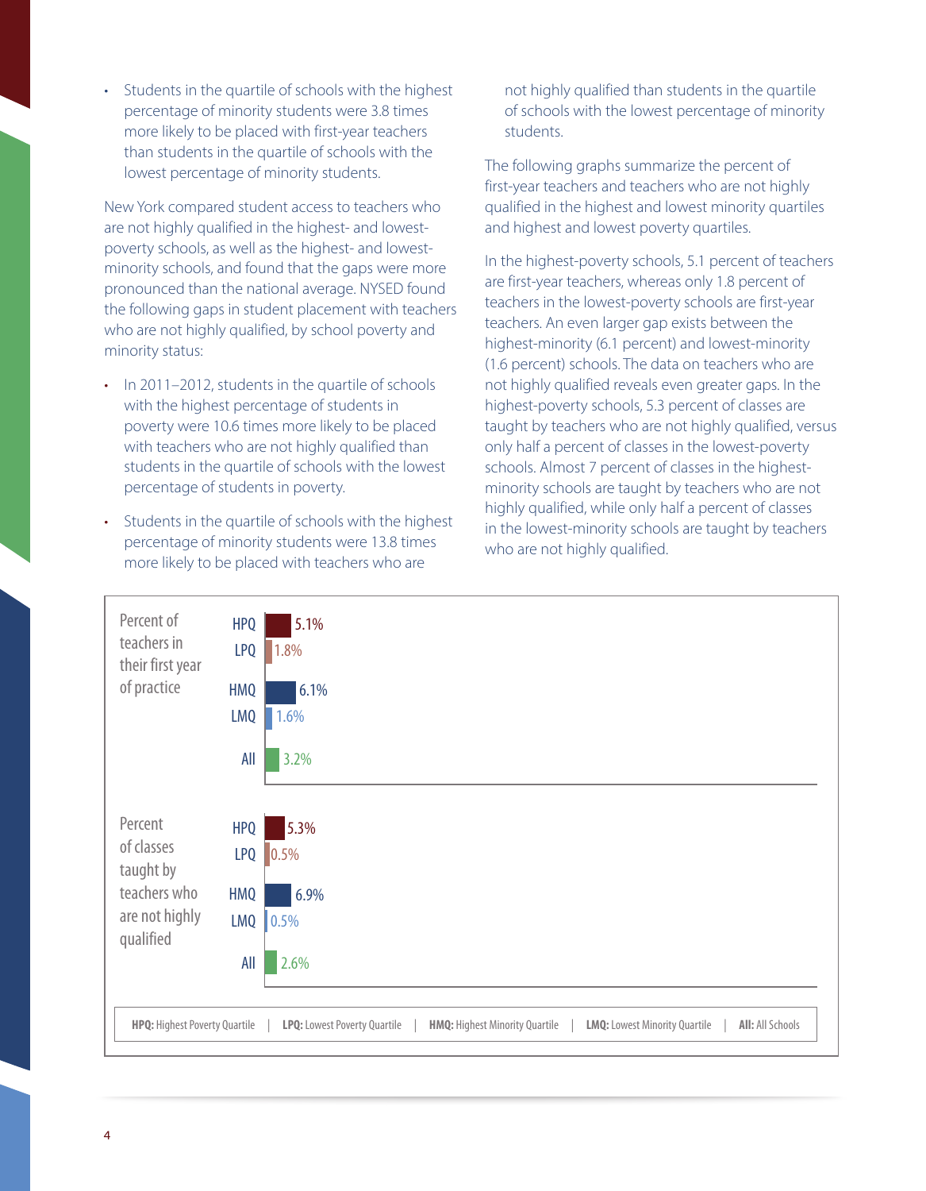- Students in the quartile of schools with the highest percentage of minority students were 3.8 times more likely to be placed with first-year teachers than students in the quartile of schools with the lowest percentage of minority students.

New York compared student access to teachers who are not highly qualified in the highest- and lowest-poverty schools, as well as the highest- and lowest-minority schools, and found that the gaps were more pronounced than the national average. NYSED found the following gaps in student placement with teachers who are not highly qualified, by school poverty and minority status:

- In 2011–2012, students in the quartile of schools with the highest percentage of students in poverty were 10.6 times more likely to be placed with teachers who are not highly qualified than students in the quartile of schools with the lowest percentage of students in poverty.
- Students in the quartile of schools with the highest percentage of minority students were 13.8 times more likely to be placed with teachers who are not highly qualified than students in the quartile of schools with the lowest percentage of minority students.

The following graphs summarize the percent of first-year teachers and teachers who are not highly qualified in the highest and lowest minority quartiles and highest and lowest poverty quartiles.

In the highest-poverty schools, 5.1 percent of teachers are first-year teachers, whereas only 1.8 percent of teachers in the lowest-poverty schools are first-year teachers. An even larger gap exists between the highest-minority (6.1 percent) and lowest-minority (1.6 percent) schools. The data on teachers who are not highly qualified reveals even greater gaps. In the highest-poverty schools, 5.3 percent of classes are taught by teachers who are not highly qualified, versus only half a percent of classes in the lowest-poverty schools. Almost 7 percent of classes in the highest-minority schools are taught by teachers who are not highly qualified, while only half a percent of classes in the lowest-minority schools are taught by teachers who are not highly qualified.

| | HPQ | LPQ | HMQ | LMQ | All |
|---|---|---|---|---|---|
| Percent of teachers in their first year of practice | 5.1% | 1.8% | 6.1% | 1.6% | 3.2% |
| Percent of classes taught by teachers who are not highly qualified | 5.3% | 0.5% | 6.9% | 0.5% | 2.6% |

**HPQ:** Highest Poverty Quartile | **LPQ:** Lowest Poverty Quartile | **HMQ:** Highest Minority Quartile | **LMQ:** Lowest Minority Quartile | **All:** All Schools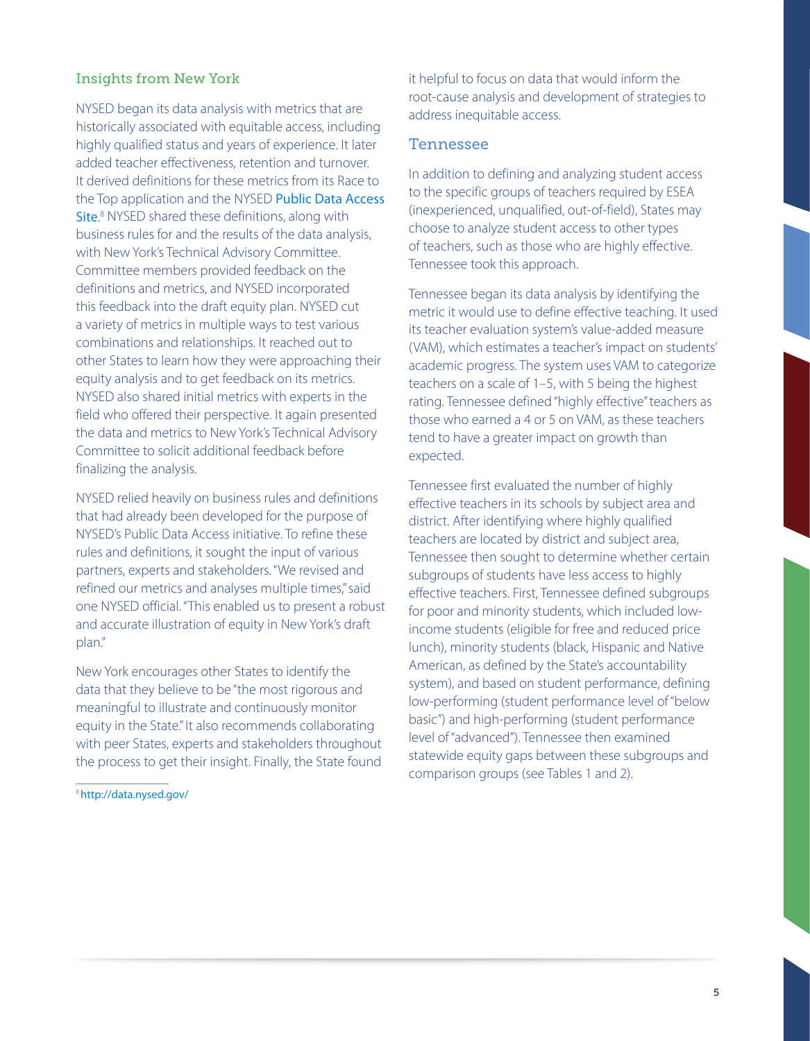### Insights from New York

NYSED began its data analysis with metrics that are historically associated with equitable access, including highly qualified status and years of experience. It later added teacher effectiveness, retention and turnover. It derived definitions for these metrics from its Race to the Top application and the NYSED Public Data Access Site.[8] NYSED shared these definitions, along with business rules for and the results of the data analysis, with New York's Technical Advisory Committee. Committee members provided feedback on the definitions and metrics, and NYSED incorporated this feedback into the draft equity plan. NYSED cut a variety of metrics in multiple ways to test various combinations and relationships. It reached out to other States to learn how they were approaching their equity analysis and to get feedback on its metrics. NYSED also shared initial metrics with experts in the field who offered their perspective. It again presented the data and metrics to New York's Technical Advisory Committee to solicit additional feedback before finalizing the analysis.

NYSED relied heavily on business rules and definitions that had already been developed for the purpose of NYSED's Public Data Access initiative. To refine these rules and definitions, it sought the input of various partners, experts and stakeholders. "We revised and refined our metrics and analyses multiple times," said one NYSED official. "This enabled us to present a robust and accurate illustration of equity in New York's draft plan."

New York encourages other States to identify the data that they believe to be "the most rigorous and meaningful to illustrate and continuously monitor equity in the State." It also recommends collaborating with peer States, experts and stakeholders throughout the process to get their insight. Finally, the State found it helpful to focus on data that would inform the root-cause analysis and development of strategies to address inequitable access.

## Tennessee

In addition to defining and analyzing student access to the specific groups of teachers required by ESEA (inexperienced, unqualified, out-of-field), States may choose to analyze student access to other types of teachers, such as those who are highly effective. Tennessee took this approach.

Tennessee began its data analysis by identifying the metric it would use to define effective teaching. It used its teacher evaluation system's value-added measure (VAM), which estimates a teacher's impact on students' academic progress. The system uses VAM to categorize teachers on a scale of 1–5, with 5 being the highest rating. Tennessee defined "highly effective" teachers as those who earned a 4 or 5 on VAM, as these teachers tend to have a greater impact on growth than expected.

Tennessee first evaluated the number of highly effective teachers in its schools by subject area and district. After identifying where highly qualified teachers are located by district and subject area, Tennessee then sought to determine whether certain subgroups of students have less access to highly effective teachers. First, Tennessee defined subgroups for poor and minority students, which included low-income students (eligible for free and reduced price lunch), minority students (black, Hispanic and Native American, as defined by the State's accountability system), and based on student performance, defining low-performing (student performance level of "below basic") and high-performing (student performance level of "advanced"). Tennessee then examined statewide equity gaps between these subgroups and comparison groups (see Tables 1 and 2).

---

[8] http://data.nysed.gov/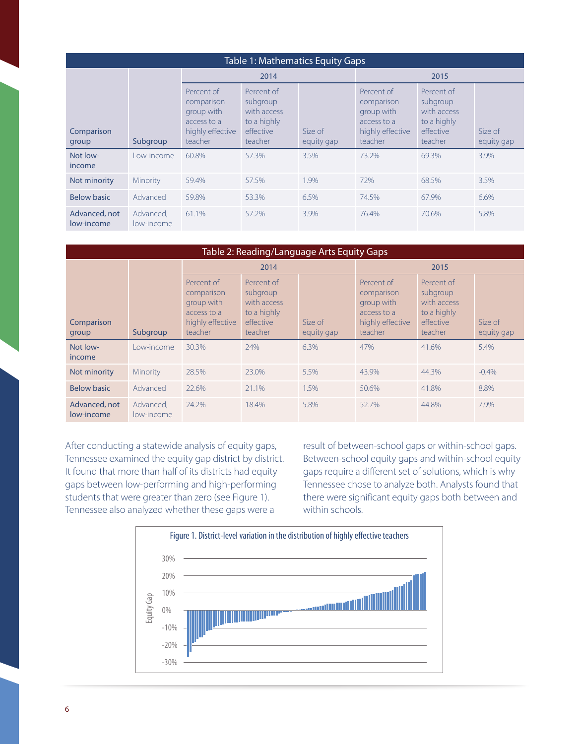| Table 1: Mathematics Equity Gaps | | | | | | | |
|---|---|---|---|---|---|---|---|
| | | 2014 | | | 2015 | | |
| Comparison group | Subgroup | Percent of comparison group with access to a highly effective teacher | Percent of subgroup with access to a highly effective teacher | Size of equity gap | Percent of comparison group with access to a highly effective teacher | Percent of subgroup with access to a highly effective teacher | Size of equity gap |
| Not low-income | Low-income | 60.8% | 57.3% | 3.5% | 73.2% | 69.3% | 3.9% |
| Not minority | Minority | 59.4% | 57.5% | 1.9% | 72% | 68.5% | 3.5% |
| Below basic | Advanced | 59.8% | 53.3% | 6.5% | 74.5% | 67.9% | 6.6% |
| Advanced, not low-income | Advanced, low-income | 61.1% | 57.2% | 3.9% | 76.4% | 70.6% | 5.8% |

| Table 2: Reading/Language Arts Equity Gaps | | | | | | | |
|---|---|---|---|---|---|---|---|
| | | 2014 | | | 2015 | | |
| Comparison group | Subgroup | Percent of comparison group with access to a highly effective teacher | Percent of subgroup with access to a highly effective teacher | Size of equity gap | Percent of comparison group with access to a highly effective teacher | Percent of subgroup with access to a highly effective teacher | Size of equity gap |
| Not low-income | Low-income | 30.3% | 24% | 6.3% | 47% | 41.6% | 5.4% |
| Not minority | Minority | 28.5% | 23.0% | 5.5% | 43.9% | 44.3% | -0.4% |
| Below basic | Advanced | 22.6% | 21.1% | 1.5% | 50.6% | 41.8% | 8.8% |
| Advanced, not low-income | Advanced, low-income | 24.2% | 18.4% | 5.8% | 52.7% | 44.8% | 7.9% |

After conducting a statewide analysis of equity gaps, Tennessee examined the equity gap district by district. It found that more than half of its districts had equity gaps between low-performing and high-performing students that were greater than zero (see Figure 1). Tennessee also analyzed whether these gaps were a result of between-school gaps or within-school gaps. Between-school equity gaps and within-school equity gaps require a different set of solutions, which is why Tennessee chose to analyze both. Analysts found that there were significant equity gaps both between and within schools.

Figure 1. District-level variation in the distribution of highly effective teachers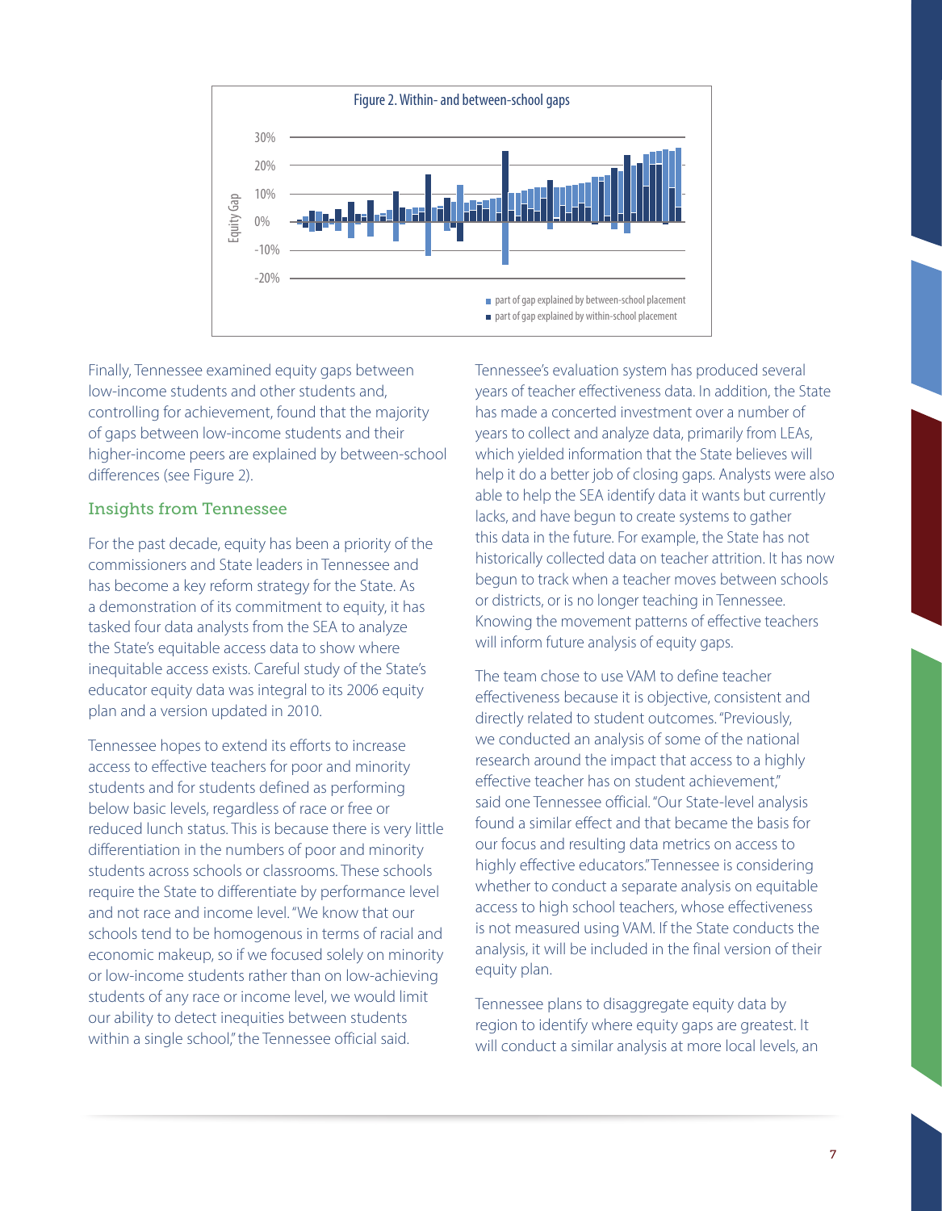Figure 2. Within- and between-school gaps

Finally, Tennessee examined equity gaps between low-income students and other students and, controlling for achievement, found that the majority of gaps between low-income students and their higher-income peers are explained by between-school differences (see Figure 2).

## Insights from Tennessee

For the past decade, equity has been a priority of the commissioners and State leaders in Tennessee and has become a key reform strategy for the State. As a demonstration of its commitment to equity, it has tasked four data analysts from the SEA to analyze the State's equitable access data to show where inequitable access exists. Careful study of the State's educator equity data was integral to its 2006 equity plan and a version updated in 2010.

Tennessee hopes to extend its efforts to increase access to effective teachers for poor and minority students and for students defined as performing below basic levels, regardless of race or free or reduced lunch status. This is because there is very little differentiation in the numbers of poor and minority students across schools or classrooms. These schools require the State to differentiate by performance level and not race and income level. "We know that our schools tend to be homogenous in terms of racial and economic makeup, so if we focused solely on minority or low-income students rather than on low-achieving students of any race or income level, we would limit our ability to detect inequities between students within a single school," the Tennessee official said.

Tennessee's evaluation system has produced several years of teacher effectiveness data. In addition, the State has made a concerted investment over a number of years to collect and analyze data, primarily from LEAs, which yielded information that the State believes will help it do a better job of closing gaps. Analysts were also able to help the SEA identify data it wants but currently lacks, and have begun to create systems to gather this data in the future. For example, the State has not historically collected data on teacher attrition. It has now begun to track when a teacher moves between schools or districts, or is no longer teaching in Tennessee. Knowing the movement patterns of effective teachers will inform future analysis of equity gaps.

The team chose to use VAM to define teacher effectiveness because it is objective, consistent and directly related to student outcomes. "Previously, we conducted an analysis of some of the national research around the impact that access to a highly effective teacher has on student achievement," said one Tennessee official. "Our State-level analysis found a similar effect and that became the basis for our focus and resulting data metrics on access to highly effective educators." Tennessee is considering whether to conduct a separate analysis on equitable access to high school teachers, whose effectiveness is not measured using VAM. If the State conducts the analysis, it will be included in the final version of their equity plan.

Tennessee plans to disaggregate equity data by region to identify where equity gaps are greatest. It will conduct a similar analysis at more local levels, an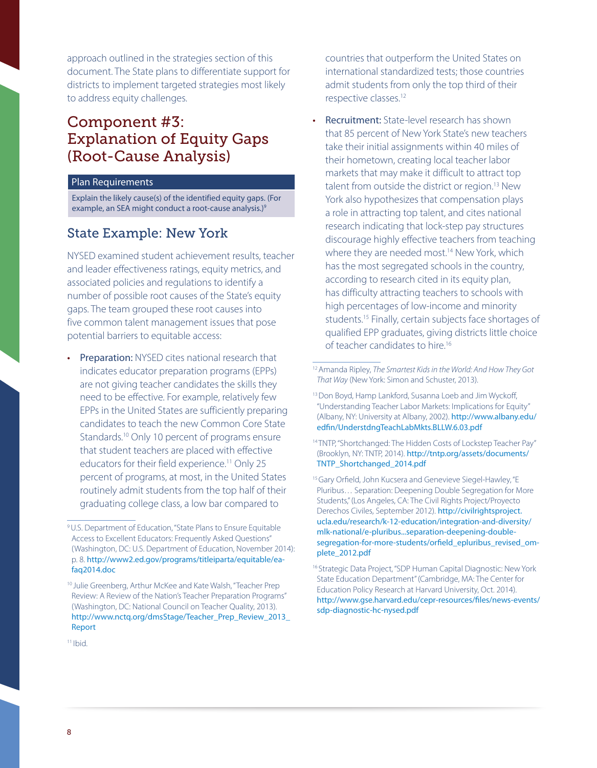approach outlined in the strategies section of this document. The State plans to differentiate support for districts to implement targeted strategies most likely to address equity challenges.

## Component #3: Explanation of Equity Gaps (Root-Cause Analysis)

**Plan Requirements**

Explain the likely cause(s) of the identified equity gaps. (For example, an SEA might conduct a root-cause analysis.)[9]

### State Example: New York

NYSED examined student achievement results, teacher and leader effectiveness ratings, equity metrics, and associated policies and regulations to identify a number of possible root causes of the State's equity gaps. The team grouped these root causes into five common talent management issues that pose potential barriers to equitable access:

- **Preparation:** NYSED cites national research that indicates educator preparation programs (EPPs) are not giving teacher candidates the skills they need to be effective. For example, relatively few EPPs in the United States are sufficiently preparing candidates to teach the new Common Core State Standards.[10] Only 10 percent of programs ensure that student teachers are placed with effective educators for their field experience.[11] Only 25 percent of programs, at most, in the United States routinely admit students from the top half of their graduating college class, a low bar compared to countries that outperform the United States on international standardized tests; those countries admit students from only the top third of their respective classes.[12]
- **Recruitment:** State-level research has shown that 85 percent of New York State's new teachers take their initial assignments within 40 miles of their hometown, creating local teacher labor markets that may make it difficult to attract top talent from outside the district or region.[13] New York also hypothesizes that compensation plays a role in attracting top talent, and cites national research indicating that lock-step pay structures discourage highly effective teachers from teaching where they are needed most.[14] New York, which has the most segregated schools in the country, according to research cited in its equity plan, has difficulty attracting teachers to schools with high percentages of low-income and minority students.[15] Finally, certain subjects face shortages of qualified EPP graduates, giving districts little choice of teacher candidates to hire.[16]

---

[9] U.S. Department of Education, "State Plans to Ensure Equitable Access to Excellent Educators: Frequently Asked Questions" (Washington, DC: U.S. Department of Education, November 2014): p. 8. http://www2.ed.gov/programs/titleiparta/equitable/ea-faq2014.doc

[10] Julie Greenberg, Arthur McKee and Kate Walsh, "Teacher Prep Review: A Review of the Nation's Teacher Preparation Programs" (Washington, DC: National Council on Teacher Quality, 2013). http://www.nctq.org/dmsStage/Teacher_Prep_Review_2013_Report

[11] Ibid.

[12] Amanda Ripley, *The Smartest Kids in the World: And How They Got That Way* (New York: Simon and Schuster, 2013).

[13] Don Boyd, Hamp Lankford, Susanna Loeb and Jim Wyckoff, "Understanding Teacher Labor Markets: Implications for Equity" (Albany, NY: University at Albany, 2002). http://www.albany.edu/edfin/UnderstdngTeachLabMkts.BLLW.6.03.pdf

[14] TNTP, "Shortchanged: The Hidden Costs of Lockstep Teacher Pay" (Brooklyn, NY: TNTP, 2014). http://tntp.org/assets/documents/TNTP_Shortchanged_2014.pdf

[15] Gary Orfield, John Kucsera and Genevieve Siegel-Hawley, "E Pluribus… Separation: Deepening Double Segregation for More Students," (Los Angeles, CA: The Civil Rights Project/Proyecto Derechos Civiles, September 2012). http://civilrightsproject.ucla.edu/research/k-12-education/integration-and-diversity/mlk-national/e-pluribus...separation-deepening-double-segregation-for-more-students/orfield_epluribus_revised_omplete_2012.pdf

[16] Strategic Data Project, "SDP Human Capital Diagnostic: New York State Education Department" (Cambridge, MA: The Center for Education Policy Research at Harvard University, Oct. 2014). http://www.gse.harvard.edu/cepr-resources/files/news-events/sdp-diagnostic-hc-nysed.pdf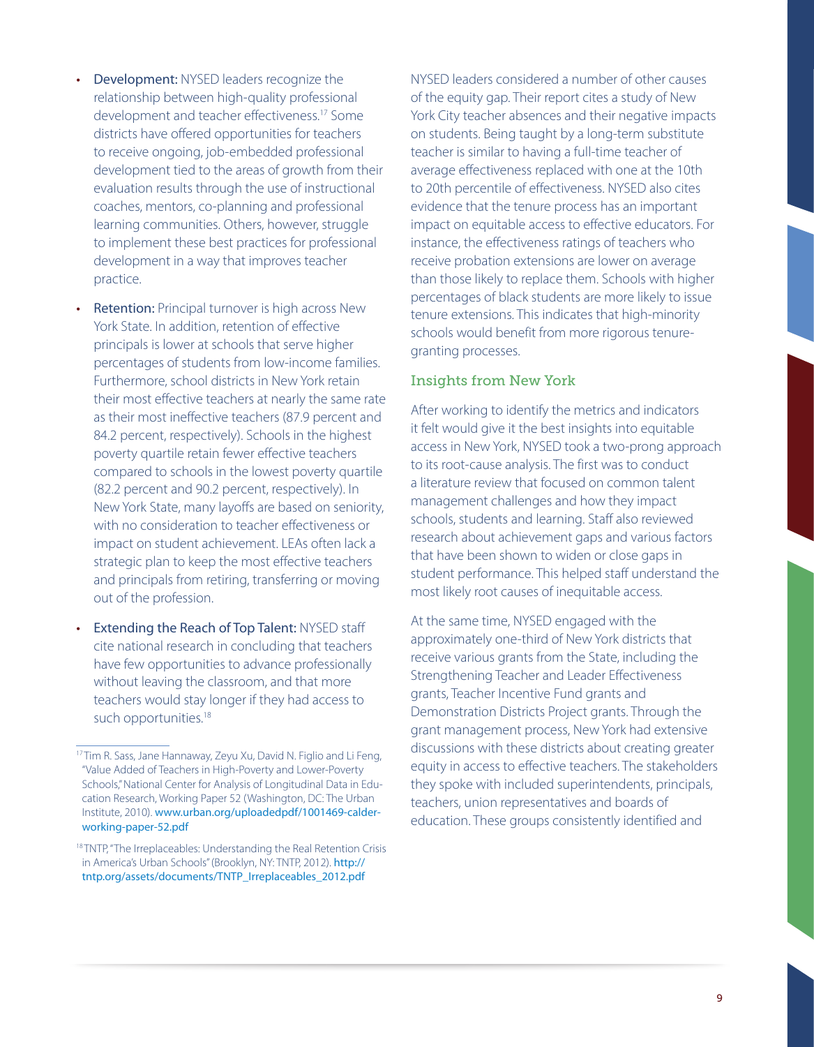- **Development:** NYSED leaders recognize the relationship between high-quality professional development and teacher effectiveness.[17] Some districts have offered opportunities for teachers to receive ongoing, job-embedded professional development tied to the areas of growth from their evaluation results through the use of instructional coaches, mentors, co-planning and professional learning communities. Others, however, struggle to implement these best practices for professional development in a way that improves teacher practice.
- **Retention:** Principal turnover is high across New York State. In addition, retention of effective principals is lower at schools that serve higher percentages of students from low-income families. Furthermore, school districts in New York retain their most effective teachers at nearly the same rate as their most ineffective teachers (87.9 percent and 84.2 percent, respectively). Schools in the highest poverty quartile retain fewer effective teachers compared to schools in the lowest poverty quartile (82.2 percent and 90.2 percent, respectively). In New York State, many layoffs are based on seniority, with no consideration to teacher effectiveness or impact on student achievement. LEAs often lack a strategic plan to keep the most effective teachers and principals from retiring, transferring or moving out of the profession.
- **Extending the Reach of Top Talent:** NYSED staff cite national research in concluding that teachers have few opportunities to advance professionally without leaving the classroom, and that more teachers would stay longer if they had access to such opportunities.[18]

NYSED leaders considered a number of other causes of the equity gap. Their report cites a study of New York City teacher absences and their negative impacts on students. Being taught by a long-term substitute teacher is similar to having a full-time teacher of average effectiveness replaced with one at the 10th to 20th percentile of effectiveness. NYSED also cites evidence that the tenure process has an important impact on equitable access to effective educators. For instance, the effectiveness ratings of teachers who receive probation extensions are lower on average than those likely to replace them. Schools with higher percentages of black students are more likely to issue tenure extensions. This indicates that high-minority schools would benefit from more rigorous tenure-granting processes.

### Insights from New York

After working to identify the metrics and indicators it felt would give it the best insights into equitable access in New York, NYSED took a two-prong approach to its root-cause analysis. The first was to conduct a literature review that focused on common talent management challenges and how they impact schools, students and learning. Staff also reviewed research about achievement gaps and various factors that have been shown to widen or close gaps in student performance. This helped staff understand the most likely root causes of inequitable access.

At the same time, NYSED engaged with the approximately one-third of New York districts that receive various grants from the State, including the Strengthening Teacher and Leader Effectiveness grants, Teacher Incentive Fund grants and Demonstration Districts Project grants. Through the grant management process, New York had extensive discussions with these districts about creating greater equity in access to effective teachers. The stakeholders they spoke with included superintendents, principals, teachers, union representatives and boards of education. These groups consistently identified and

---

[17] Tim R. Sass, Jane Hannaway, Zeyu Xu, David N. Figlio and Li Feng, "Value Added of Teachers in High-Poverty and Lower-Poverty Schools," National Center for Analysis of Longitudinal Data in Education Research, Working Paper 52 (Washington, DC: The Urban Institute, 2010). www.urban.org/uploadedpdf/1001469-calder-working-paper-52.pdf

[18] TNTP, "The Irreplaceables: Understanding the Real Retention Crisis in America's Urban Schools" (Brooklyn, NY: TNTP, 2012). http://tntp.org/assets/documents/TNTP_Irreplaceables_2012.pdf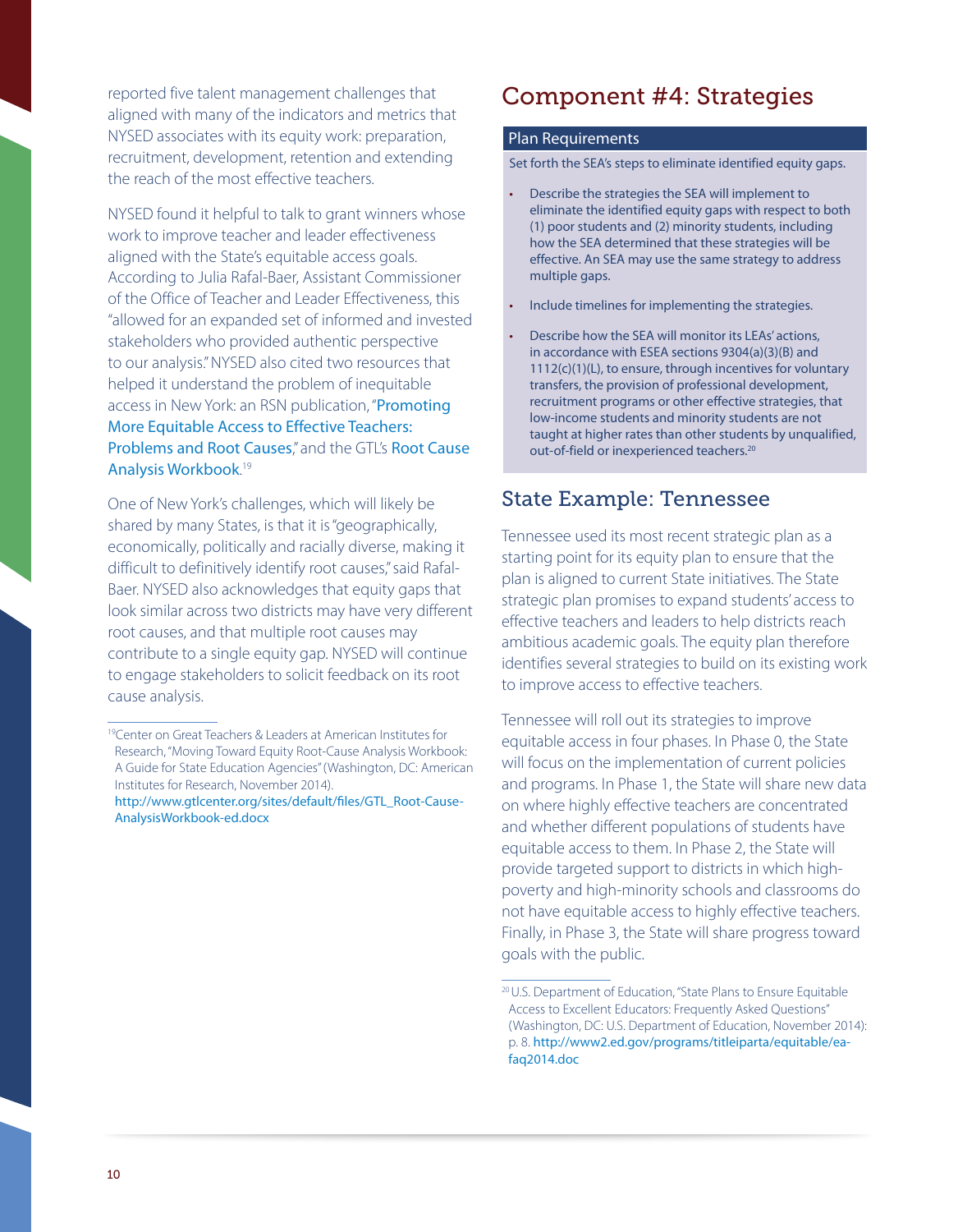reported five talent management challenges that aligned with many of the indicators and metrics that NYSED associates with its equity work: preparation, recruitment, development, retention and extending the reach of the most effective teachers.

NYSED found it helpful to talk to grant winners whose work to improve teacher and leader effectiveness aligned with the State's equitable access goals. According to Julia Rafal-Baer, Assistant Commissioner of the Office of Teacher and Leader Effectiveness, this "allowed for an expanded set of informed and invested stakeholders who provided authentic perspective to our analysis." NYSED also cited two resources that helped it understand the problem of inequitable access in New York: an RSN publication, "Promoting More Equitable Access to Effective Teachers: Problems and Root Causes," and the GTL's Root Cause Analysis Workbook.[19]

One of New York's challenges, which will likely be shared by many States, is that it is "geographically, economically, politically and racially diverse, making it difficult to definitively identify root causes," said Rafal-Baer. NYSED also acknowledges that equity gaps that look similar across two districts may have very different root causes, and that multiple root causes may contribute to a single equity gap. NYSED will continue to engage stakeholders to solicit feedback on its root cause analysis.

[19] Center on Great Teachers & Leaders at American Institutes for Research, "Moving Toward Equity Root-Cause Analysis Workbook: A Guide for State Education Agencies" (Washington, DC: American Institutes for Research, November 2014). http://www.gtlcenter.org/sites/default/files/GTL_Root-Cause-AnalysisWorkbook-ed.docx

## Component #4: Strategies

### Plan Requirements

Set forth the SEA's steps to eliminate identified equity gaps.

- Describe the strategies the SEA will implement to eliminate the identified equity gaps with respect to both (1) poor students and (2) minority students, including how the SEA determined that these strategies will be effective. An SEA may use the same strategy to address multiple gaps.
- Include timelines for implementing the strategies.
- Describe how the SEA will monitor its LEAs' actions, in accordance with ESEA sections 9304(a)(3)(B) and 1112(c)(1)(L), to ensure, through incentives for voluntary transfers, the provision of professional development, recruitment programs or other effective strategies, that low-income students and minority students are not taught at higher rates than other students by unqualified, out-of-field or inexperienced teachers.[20]

### State Example: Tennessee

Tennessee used its most recent strategic plan as a starting point for its equity plan to ensure that the plan is aligned to current State initiatives. The State strategic plan promises to expand students' access to effective teachers and leaders to help districts reach ambitious academic goals. The equity plan therefore identifies several strategies to build on its existing work to improve access to effective teachers.

Tennessee will roll out its strategies to improve equitable access in four phases. In Phase 0, the State will focus on the implementation of current policies and programs. In Phase 1, the State will share new data on where highly effective teachers are concentrated and whether different populations of students have equitable access to them. In Phase 2, the State will provide targeted support to districts in which high-poverty and high-minority schools and classrooms do not have equitable access to highly effective teachers. Finally, in Phase 3, the State will share progress toward goals with the public.

[20] U.S. Department of Education, "State Plans to Ensure Equitable Access to Excellent Educators: Frequently Asked Questions" (Washington, DC: U.S. Department of Education, November 2014): p. 8. http://www2.ed.gov/programs/titleiparta/equitable/ea-faq2014.doc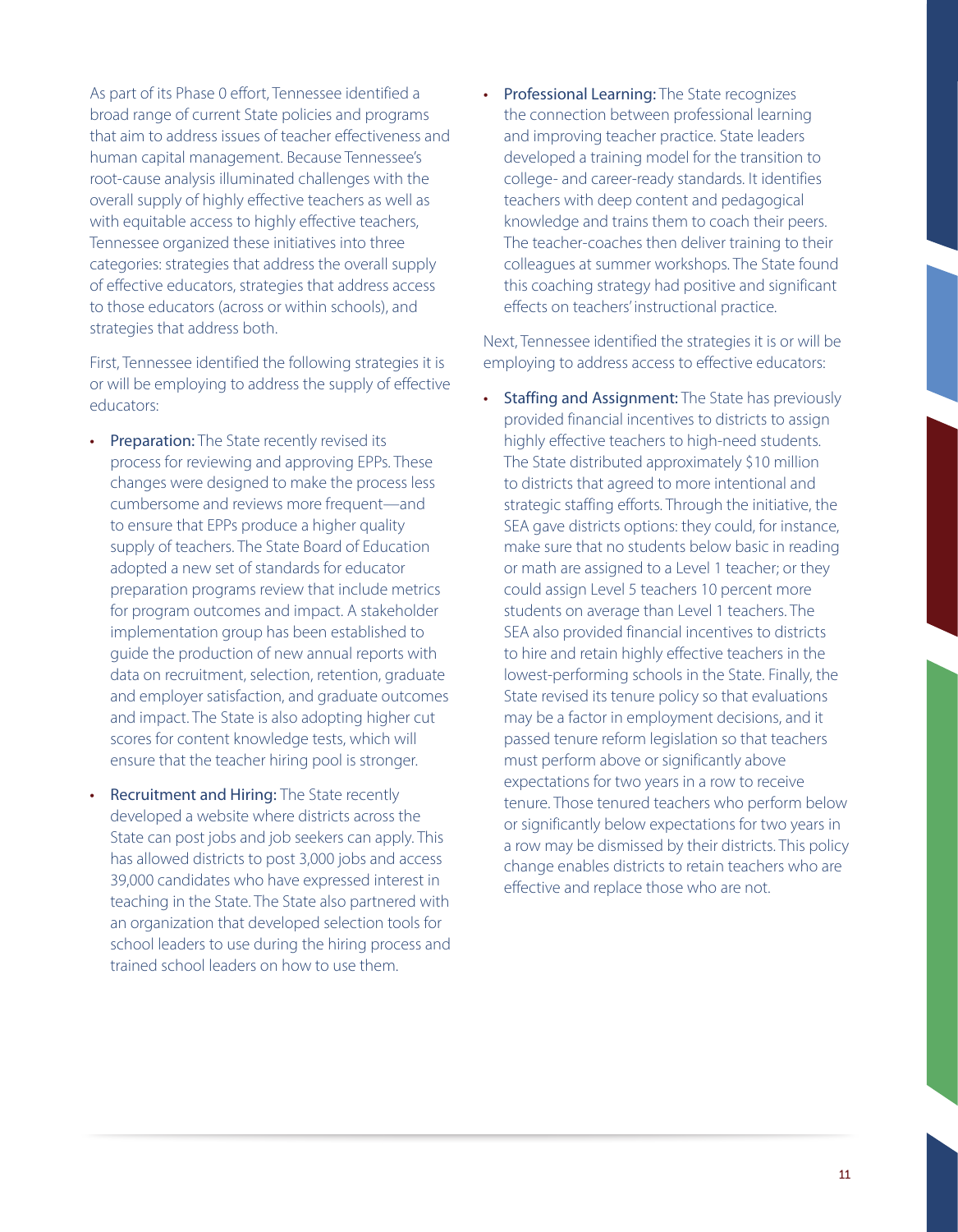As part of its Phase 0 effort, Tennessee identified a broad range of current State policies and programs that aim to address issues of teacher effectiveness and human capital management. Because Tennessee's root-cause analysis illuminated challenges with the overall supply of highly effective teachers as well as with equitable access to highly effective teachers, Tennessee organized these initiatives into three categories: strategies that address the overall supply of effective educators, strategies that address access to those educators (across or within schools), and strategies that address both.

First, Tennessee identified the following strategies it is or will be employing to address the supply of effective educators:

- **Preparation:** The State recently revised its process for reviewing and approving EPPs. These changes were designed to make the process less cumbersome and reviews more frequent—and to ensure that EPPs produce a higher quality supply of teachers. The State Board of Education adopted a new set of standards for educator preparation programs review that include metrics for program outcomes and impact. A stakeholder implementation group has been established to guide the production of new annual reports with data on recruitment, selection, retention, graduate and employer satisfaction, and graduate outcomes and impact. The State is also adopting higher cut scores for content knowledge tests, which will ensure that the teacher hiring pool is stronger.
- **Recruitment and Hiring:** The State recently developed a website where districts across the State can post jobs and job seekers can apply. This has allowed districts to post 3,000 jobs and access 39,000 candidates who have expressed interest in teaching in the State. The State also partnered with an organization that developed selection tools for school leaders to use during the hiring process and trained school leaders on how to use them.
- **Professional Learning:** The State recognizes the connection between professional learning and improving teacher practice. State leaders developed a training model for the transition to college- and career-ready standards. It identifies teachers with deep content and pedagogical knowledge and trains them to coach their peers. The teacher-coaches then deliver training to their colleagues at summer workshops. The State found this coaching strategy had positive and significant effects on teachers' instructional practice.

Next, Tennessee identified the strategies it is or will be employing to address access to effective educators:

- **Staffing and Assignment:** The State has previously provided financial incentives to districts to assign highly effective teachers to high-need students. The State distributed approximately $10 million to districts that agreed to more intentional and strategic staffing efforts. Through the initiative, the SEA gave districts options: they could, for instance, make sure that no students below basic in reading or math are assigned to a Level 1 teacher; or they could assign Level 5 teachers 10 percent more students on average than Level 1 teachers. The SEA also provided financial incentives to districts to hire and retain highly effective teachers in the lowest-performing schools in the State. Finally, the State revised its tenure policy so that evaluations may be a factor in employment decisions, and it passed tenure reform legislation so that teachers must perform above or significantly above expectations for two years in a row to receive tenure. Those tenured teachers who perform below or significantly below expectations for two years in a row may be dismissed by their districts. This policy change enables districts to retain teachers who are effective and replace those who are not.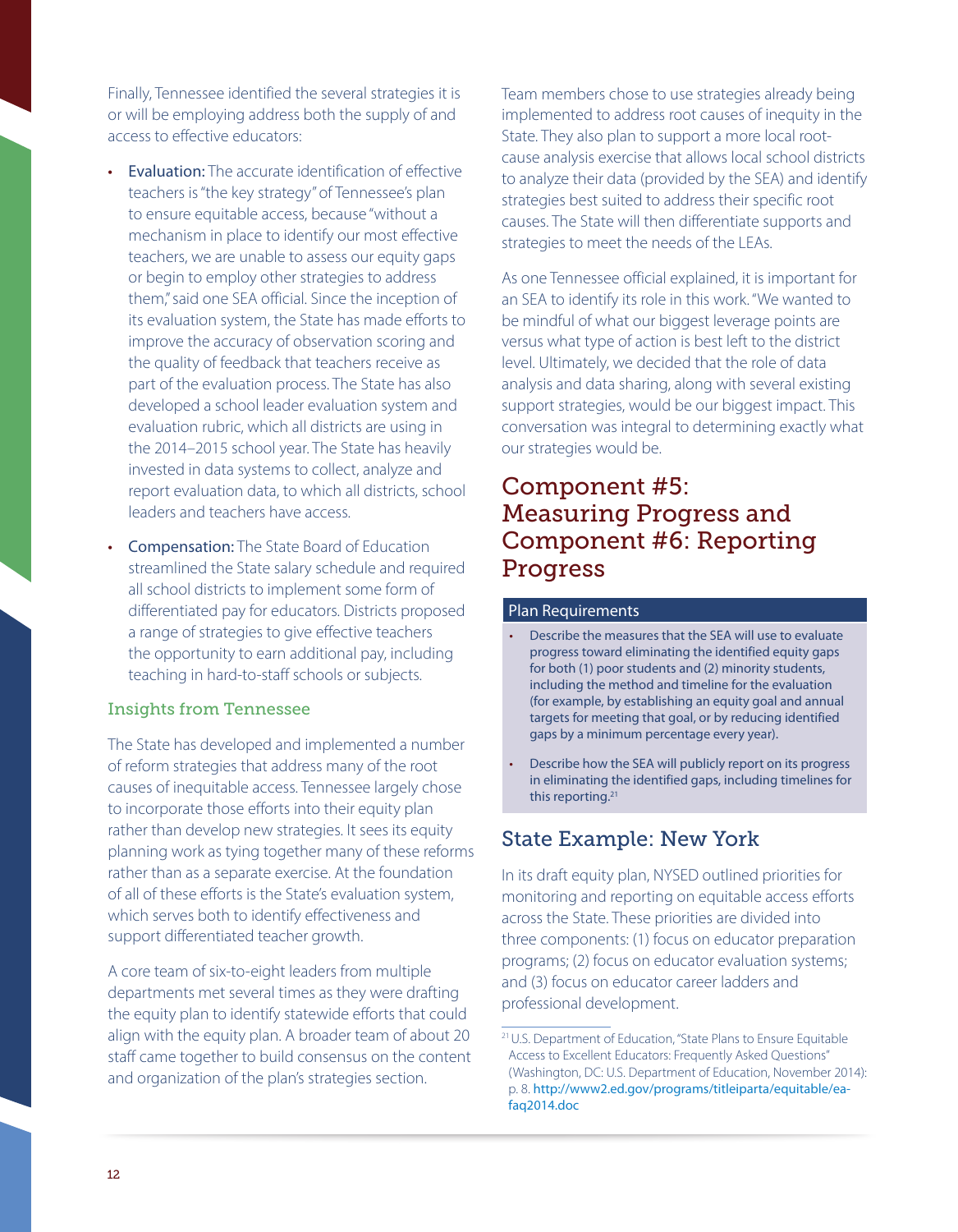Finally, Tennessee identified the several strategies it is or will be employing address both the supply of and access to effective educators:

- **Evaluation:** The accurate identification of effective teachers is "the key strategy" of Tennessee's plan to ensure equitable access, because "without a mechanism in place to identify our most effective teachers, we are unable to assess our equity gaps or begin to employ other strategies to address them," said one SEA official. Since the inception of its evaluation system, the State has made efforts to improve the accuracy of observation scoring and the quality of feedback that teachers receive as part of the evaluation process. The State has also developed a school leader evaluation system and evaluation rubric, which all districts are using in the 2014–2015 school year. The State has heavily invested in data systems to collect, analyze and report evaluation data, to which all districts, school leaders and teachers have access.
- **Compensation:** The State Board of Education streamlined the State salary schedule and required all school districts to implement some form of differentiated pay for educators. Districts proposed a range of strategies to give effective teachers the opportunity to earn additional pay, including teaching in hard-to-staff schools or subjects.

### Insights from Tennessee

The State has developed and implemented a number of reform strategies that address many of the root causes of inequitable access. Tennessee largely chose to incorporate those efforts into their equity plan rather than develop new strategies. It sees its equity planning work as tying together many of these reforms rather than as a separate exercise. At the foundation of all of these efforts is the State's evaluation system, which serves both to identify effectiveness and support differentiated teacher growth.

A core team of six-to-eight leaders from multiple departments met several times as they were drafting the equity plan to identify statewide efforts that could align with the equity plan. A broader team of about 20 staff came together to build consensus on the content and organization of the plan's strategies section.

Team members chose to use strategies already being implemented to address root causes of inequity in the State. They also plan to support a more local root-cause analysis exercise that allows local school districts to analyze their data (provided by the SEA) and identify strategies best suited to address their specific root causes. The State will then differentiate supports and strategies to meet the needs of the LEAs.

As one Tennessee official explained, it is important for an SEA to identify its role in this work. "We wanted to be mindful of what our biggest leverage points are versus what type of action is best left to the district level. Ultimately, we decided that the role of data analysis and data sharing, along with several existing support strategies, would be our biggest impact. This conversation was integral to determining exactly what our strategies would be.

## Component #5: Measuring Progress and Component #6: Reporting Progress

**Plan Requirements**

- Describe the measures that the SEA will use to evaluate progress toward eliminating the identified equity gaps for both (1) poor students and (2) minority students, including the method and timeline for the evaluation (for example, by establishing an equity goal and annual targets for meeting that goal, or by reducing identified gaps by a minimum percentage every year).
- Describe how the SEA will publicly report on its progress in eliminating the identified gaps, including timelines for this reporting.[21]

## State Example: New York

In its draft equity plan, NYSED outlined priorities for monitoring and reporting on equitable access efforts across the State. These priorities are divided into three components: (1) focus on educator preparation programs; (2) focus on educator evaluation systems; and (3) focus on educator career ladders and professional development.

---

[21] U.S. Department of Education, "State Plans to Ensure Equitable Access to Excellent Educators: Frequently Asked Questions" (Washington, DC: U.S. Department of Education, November 2014): p. 8. http://www2.ed.gov/programs/titleiparta/equitable/ea-faq2014.doc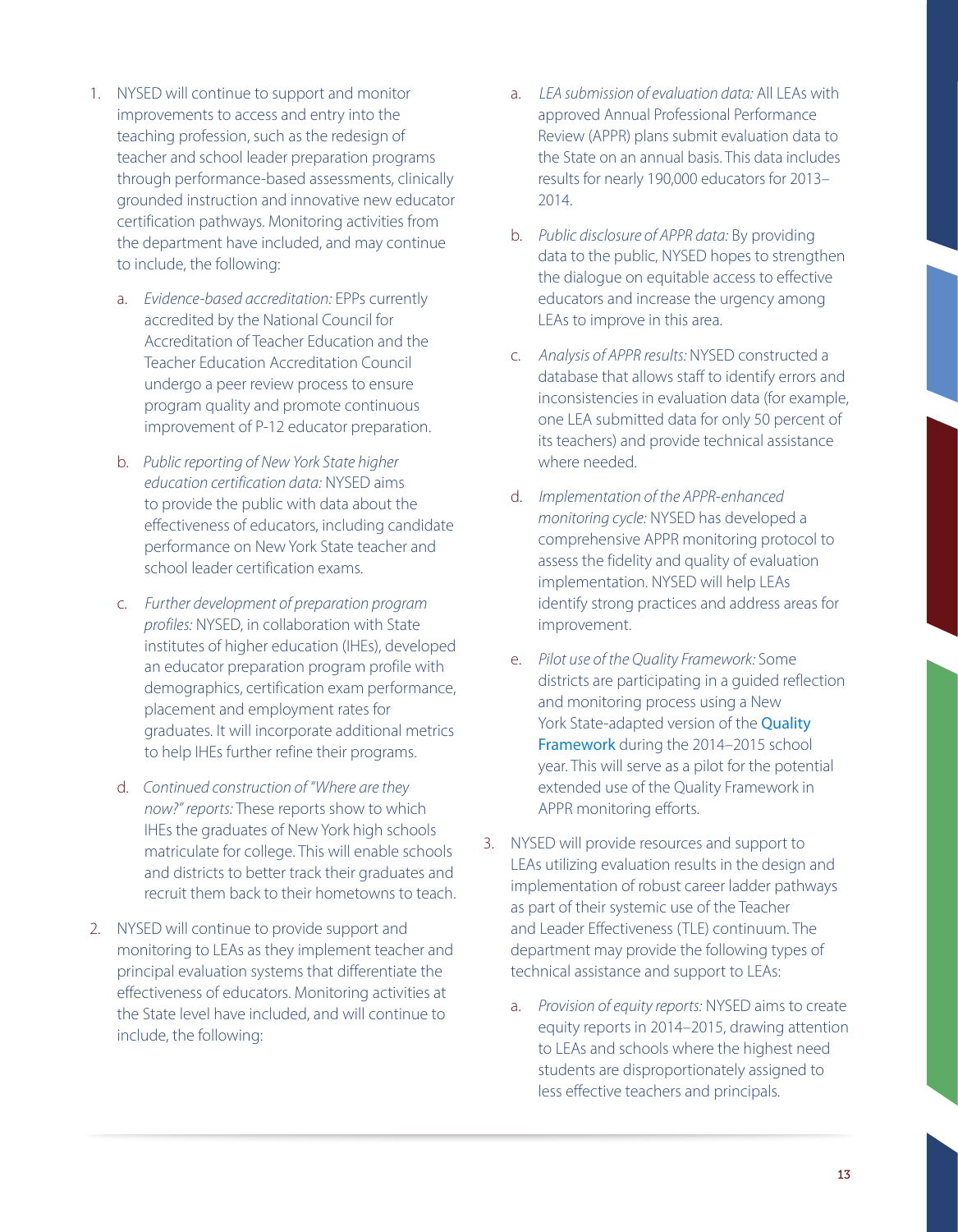1. NYSED will continue to support and monitor improvements to access and entry into the teaching profession, such as the redesign of teacher and school leader preparation programs through performance-based assessments, clinically grounded instruction and innovative new educator certification pathways. Monitoring activities from the department have included, and may continue to include, the following:

   a. *Evidence-based accreditation:* EPPs currently accredited by the National Council for Accreditation of Teacher Education and the Teacher Education Accreditation Council undergo a peer review process to ensure program quality and promote continuous improvement of P-12 educator preparation.

   b. *Public reporting of New York State higher education certification data:* NYSED aims to provide the public with data about the effectiveness of educators, including candidate performance on New York State teacher and school leader certification exams.

   c. *Further development of preparation program profiles:* NYSED, in collaboration with State institutes of higher education (IHEs), developed an educator preparation program profile with demographics, certification exam performance, placement and employment rates for graduates. It will incorporate additional metrics to help IHEs further refine their programs.

   d. *Continued construction of "Where are they now?" reports:* These reports show to which IHEs the graduates of New York high schools matriculate for college. This will enable schools and districts to better track their graduates and recruit them back to their hometowns to teach.

2. NYSED will continue to provide support and monitoring to LEAs as they implement teacher and principal evaluation systems that differentiate the effectiveness of educators. Monitoring activities at the State level have included, and will continue to include, the following:

   a. *LEA submission of evaluation data:* All LEAs with approved Annual Professional Performance Review (APPR) plans submit evaluation data to the State on an annual basis. This data includes results for nearly 190,000 educators for 2013–2014.

   b. *Public disclosure of APPR data:* By providing data to the public, NYSED hopes to strengthen the dialogue on equitable access to effective educators and increase the urgency among LEAs to improve in this area.

   c. *Analysis of APPR results:* NYSED constructed a database that allows staff to identify errors and inconsistencies in evaluation data (for example, one LEA submitted data for only 50 percent of its teachers) and provide technical assistance where needed.

   d. *Implementation of the APPR-enhanced monitoring cycle:* NYSED has developed a comprehensive APPR monitoring protocol to assess the fidelity and quality of evaluation implementation. NYSED will help LEAs identify strong practices and address areas for improvement.

   e. *Pilot use of the Quality Framework:* Some districts are participating in a guided reflection and monitoring process using a New York State-adapted version of the Quality Framework during the 2014–2015 school year. This will serve as a pilot for the potential extended use of the Quality Framework in APPR monitoring efforts.

3. NYSED will provide resources and support to LEAs utilizing evaluation results in the design and implementation of robust career ladder pathways as part of their systemic use of the Teacher and Leader Effectiveness (TLE) continuum. The department may provide the following types of technical assistance and support to LEAs:

   a. *Provision of equity reports:* NYSED aims to create equity reports in 2014–2015, drawing attention to LEAs and schools where the highest need students are disproportionately assigned to less effective teachers and principals.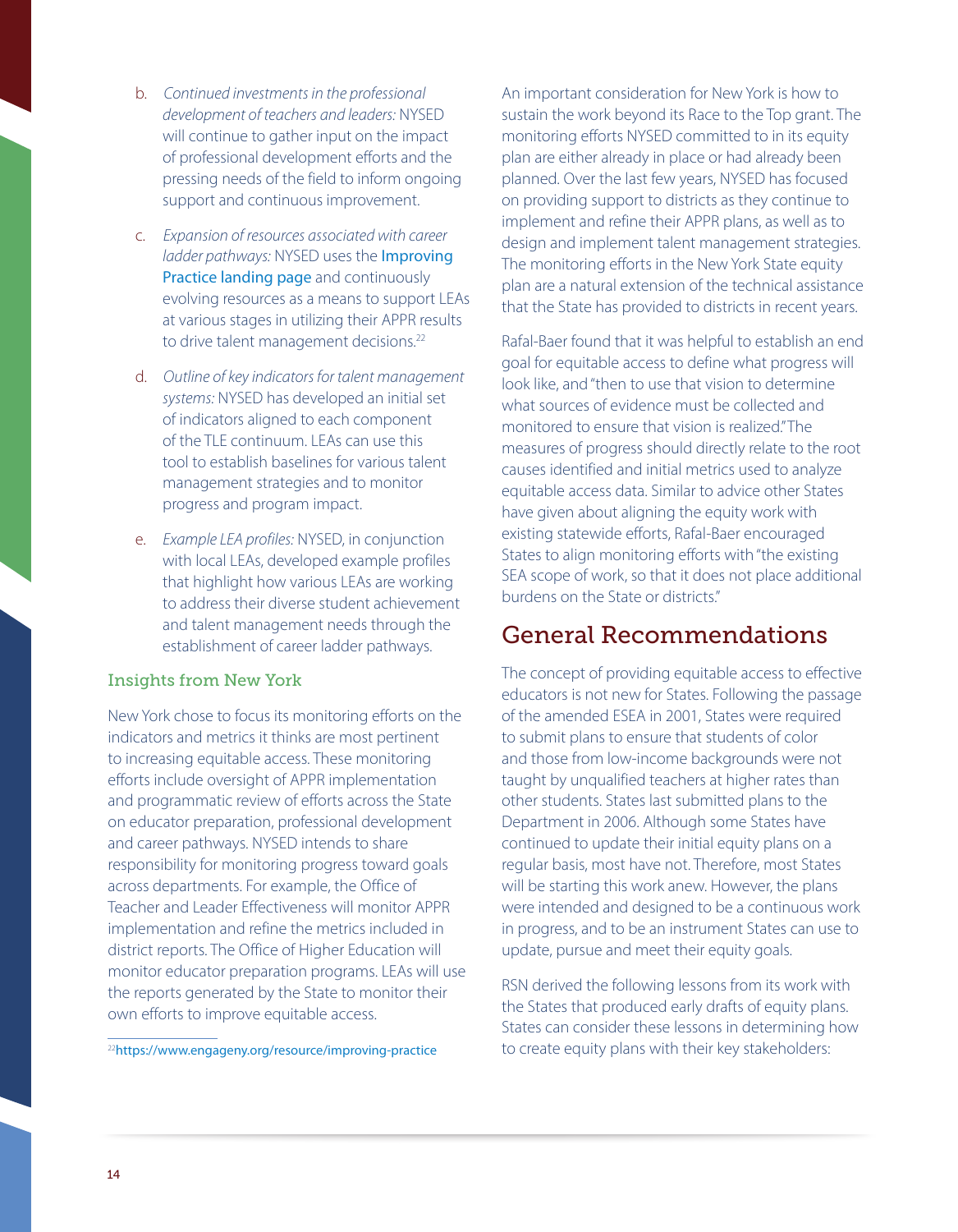b. *Continued investments in the professional development of teachers and leaders:* NYSED will continue to gather input on the impact of professional development efforts and the pressing needs of the field to inform ongoing support and continuous improvement.

c. *Expansion of resources associated with career ladder pathways:* NYSED uses the Improving Practice landing page and continuously evolving resources as a means to support LEAs at various stages in utilizing their APPR results to drive talent management decisions.[22]

d. *Outline of key indicators for talent management systems:* NYSED has developed an initial set of indicators aligned to each component of the TLE continuum. LEAs can use this tool to establish baselines for various talent management strategies and to monitor progress and program impact.

e. *Example LEA profiles:* NYSED, in conjunction with local LEAs, developed example profiles that highlight how various LEAs are working to address their diverse student achievement and talent management needs through the establishment of career ladder pathways.

### Insights from New York

New York chose to focus its monitoring efforts on the indicators and metrics it thinks are most pertinent to increasing equitable access. These monitoring efforts include oversight of APPR implementation and programmatic review of efforts across the State on educator preparation, professional development and career pathways. NYSED intends to share responsibility for monitoring progress toward goals across departments. For example, the Office of Teacher and Leader Effectiveness will monitor APPR implementation and refine the metrics included in district reports. The Office of Higher Education will monitor educator preparation programs. LEAs will use the reports generated by the State to monitor their own efforts to improve equitable access.

[22] https://www.engageny.org/resource/improving-practice

An important consideration for New York is how to sustain the work beyond its Race to the Top grant. The monitoring efforts NYSED committed to in its equity plan are either already in place or had already been planned. Over the last few years, NYSED has focused on providing support to districts as they continue to implement and refine their APPR plans, as well as to design and implement talent management strategies. The monitoring efforts in the New York State equity plan are a natural extension of the technical assistance that the State has provided to districts in recent years.

Rafal-Baer found that it was helpful to establish an end goal for equitable access to define what progress will look like, and "then to use that vision to determine what sources of evidence must be collected and monitored to ensure that vision is realized." The measures of progress should directly relate to the root causes identified and initial metrics used to analyze equitable access data. Similar to advice other States have given about aligning the equity work with existing statewide efforts, Rafal-Baer encouraged States to align monitoring efforts with "the existing SEA scope of work, so that it does not place additional burdens on the State or districts."

## General Recommendations

The concept of providing equitable access to effective educators is not new for States. Following the passage of the amended ESEA in 2001, States were required to submit plans to ensure that students of color and those from low-income backgrounds were not taught by unqualified teachers at higher rates than other students. States last submitted plans to the Department in 2006. Although some States have continued to update their initial equity plans on a regular basis, most have not. Therefore, most States will be starting this work anew. However, the plans were intended and designed to be a continuous work in progress, and to be an instrument States can use to update, pursue and meet their equity goals.

RSN derived the following lessons from its work with the States that produced early drafts of equity plans. States can consider these lessons in determining how to create equity plans with their key stakeholders: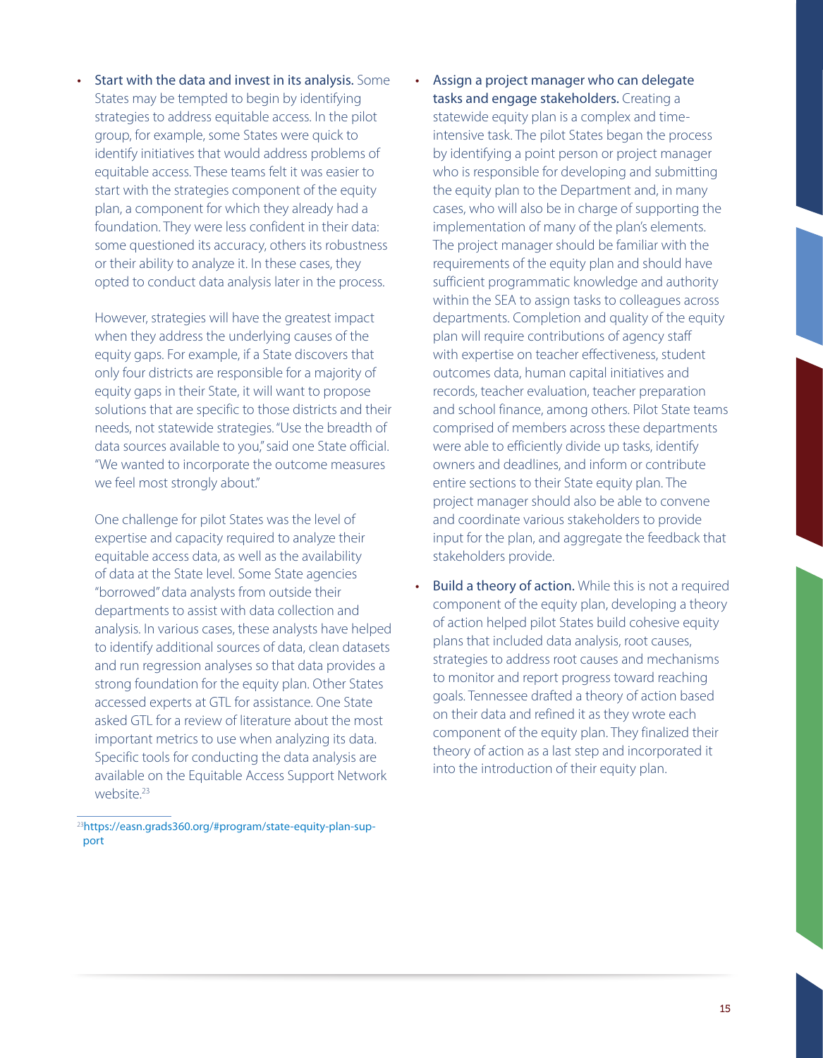- **Start with the data and invest in its analysis.** Some States may be tempted to begin by identifying strategies to address equitable access. In the pilot group, for example, some States were quick to identify initiatives that would address problems of equitable access. These teams felt it was easier to start with the strategies component of the equity plan, a component for which they already had a foundation. They were less confident in their data: some questioned its accuracy, others its robustness or their ability to analyze it. In these cases, they opted to conduct data analysis later in the process.

  However, strategies will have the greatest impact when they address the underlying causes of the equity gaps. For example, if a State discovers that only four districts are responsible for a majority of equity gaps in their State, it will want to propose solutions that are specific to those districts and their needs, not statewide strategies. "Use the breadth of data sources available to you," said one State official. "We wanted to incorporate the outcome measures we feel most strongly about."

  One challenge for pilot States was the level of expertise and capacity required to analyze their equitable access data, as well as the availability of data at the State level. Some State agencies "borrowed" data analysts from outside their departments to assist with data collection and analysis. In various cases, these analysts have helped to identify additional sources of data, clean datasets and run regression analyses so that data provides a strong foundation for the equity plan. Other States accessed experts at GTL for assistance. One State asked GTL for a review of literature about the most important metrics to use when analyzing its data. Specific tools for conducting the data analysis are available on the Equitable Access Support Network website.[23]

- **Assign a project manager who can delegate tasks and engage stakeholders.** Creating a statewide equity plan is a complex and time-intensive task. The pilot States began the process by identifying a point person or project manager who is responsible for developing and submitting the equity plan to the Department and, in many cases, who will also be in charge of supporting the implementation of many of the plan's elements. The project manager should be familiar with the requirements of the equity plan and should have sufficient programmatic knowledge and authority within the SEA to assign tasks to colleagues across departments. Completion and quality of the equity plan will require contributions of agency staff with expertise on teacher effectiveness, student outcomes data, human capital initiatives and records, teacher evaluation, teacher preparation and school finance, among others. Pilot State teams comprised of members across these departments were able to efficiently divide up tasks, identify owners and deadlines, and inform or contribute entire sections to their State equity plan. The project manager should also be able to convene and coordinate various stakeholders to provide input for the plan, and aggregate the feedback that stakeholders provide.

- **Build a theory of action.** While this is not a required component of the equity plan, developing a theory of action helped pilot States build cohesive equity plans that included data analysis, root causes, strategies to address root causes and mechanisms to monitor and report progress toward reaching goals. Tennessee drafted a theory of action based on their data and refined it as they wrote each component of the equity plan. They finalized their theory of action as a last step and incorporated it into the introduction of their equity plan.

---

[23] https://easn.grads360.org/#program/state-equity-plan-support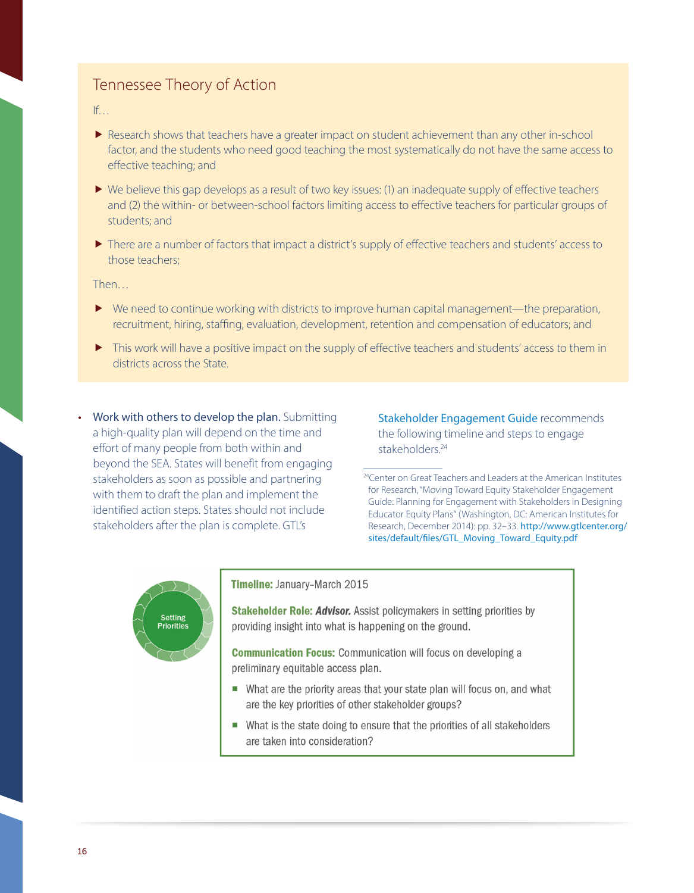## Tennessee Theory of Action

If…

- Research shows that teachers have a greater impact on student achievement than any other in-school factor, and the students who need good teaching the most systematically do not have the same access to effective teaching; and
- We believe this gap develops as a result of two key issues: (1) an inadequate supply of effective teachers and (2) the within- or between-school factors limiting access to effective teachers for particular groups of students; and
- There are a number of factors that impact a district's supply of effective teachers and students' access to those teachers;

Then…

- We need to continue working with districts to improve human capital management—the preparation, recruitment, hiring, staffing, evaluation, development, retention and compensation of educators; and
- This work will have a positive impact on the supply of effective teachers and students' access to them in districts across the State.

- **Work with others to develop the plan.** Submitting a high-quality plan will depend on the time and effort of many people from both within and beyond the SEA. States will benefit from engaging stakeholders as soon as possible and partnering with them to draft the plan and implement the identified action steps. States should not include stakeholders after the plan is complete. GTL's Stakeholder Engagement Guide recommends the following timeline and steps to engage stakeholders.[24]

[24] Center on Great Teachers and Leaders at the American Institutes for Research, "Moving Toward Equity Stakeholder Engagement Guide: Planning for Engagement with Stakeholders in Designing Educator Equity Plans" (Washington, DC: American Institutes for Research, December 2014): pp. 32–33. http://www.gtlcenter.org/sites/default/files/GTL_Moving_Toward_Equity.pdf

Setting Priorities

**Timeline:** January–March 2015

**Stakeholder Role:** ***Advisor.*** Assist policymakers in setting priorities by providing insight into what is happening on the ground.

**Communication Focus:** Communication will focus on developing a preliminary equitable access plan.

- What are the priority areas that your state plan will focus on, and what are the key priorities of other stakeholder groups?
- What is the state doing to ensure that the priorities of all stakeholders are taken into consideration?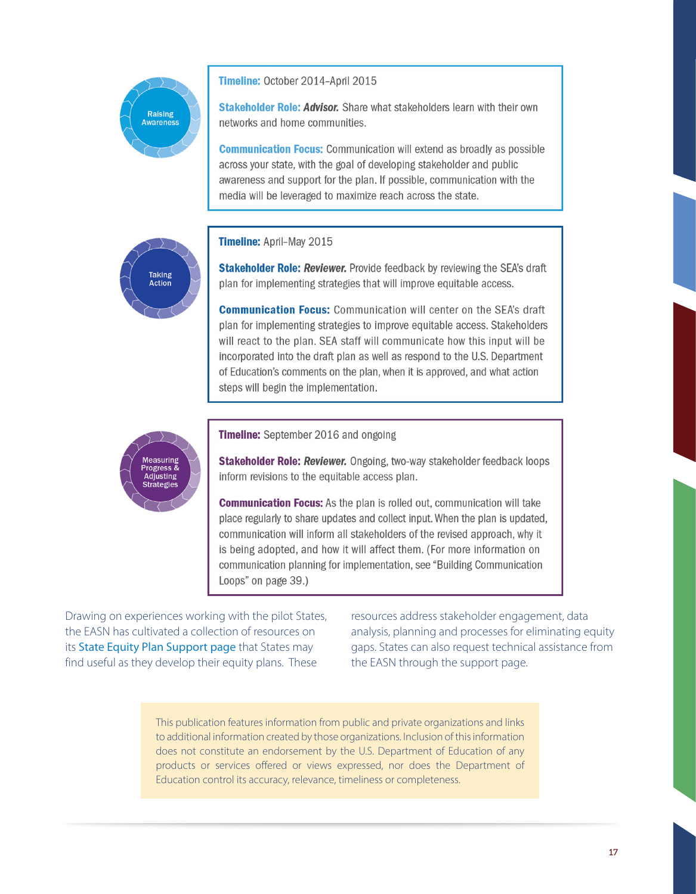Raising Awareness

**Timeline:** October 2014–April 2015

**Stakeholder Role:** ***Advisor.*** Share what stakeholders learn with their own networks and home communities.

**Communication Focus:** Communication will extend as broadly as possible across your state, with the goal of developing stakeholder and public awareness and support for the plan. If possible, communication with the media will be leveraged to maximize reach across the state.

Taking Action

**Timeline:** April–May 2015

**Stakeholder Role:** ***Reviewer.*** Provide feedback by reviewing the SEA's draft plan for implementing strategies that will improve equitable access.

**Communication Focus:** Communication will center on the SEA's draft plan for implementing strategies to improve equitable access. Stakeholders will react to the plan. SEA staff will communicate how this input will be incorporated into the draft plan as well as respond to the U.S. Department of Education's comments on the plan, when it is approved, and what action steps will begin the implementation.

Measuring Progress & Adjusting Strategies

**Timeline:** September 2016 and ongoing

**Stakeholder Role:** ***Reviewer.*** Ongoing, two-way stakeholder feedback loops inform revisions to the equitable access plan.

**Communication Focus:** As the plan is rolled out, communication will take place regularly to share updates and collect input. When the plan is updated, communication will inform all stakeholders of the revised approach, why it is being adopted, and how it will affect them. (For more information on communication planning for implementation, see "Building Communication Loops" on page 39.)

Drawing on experiences working with the pilot States, the EASN has cultivated a collection of resources on its State Equity Plan Support page that States may find useful as they develop their equity plans. These resources address stakeholder engagement, data analysis, planning and processes for eliminating equity gaps. States can also request technical assistance from the EASN through the support page.

This publication features information from public and private organizations and links to additional information created by those organizations. Inclusion of this information does not constitute an endorsement by the U.S. Department of Education of any products or services offered or views expressed, nor does the Department of Education control its accuracy, relevance, timeliness or completeness.